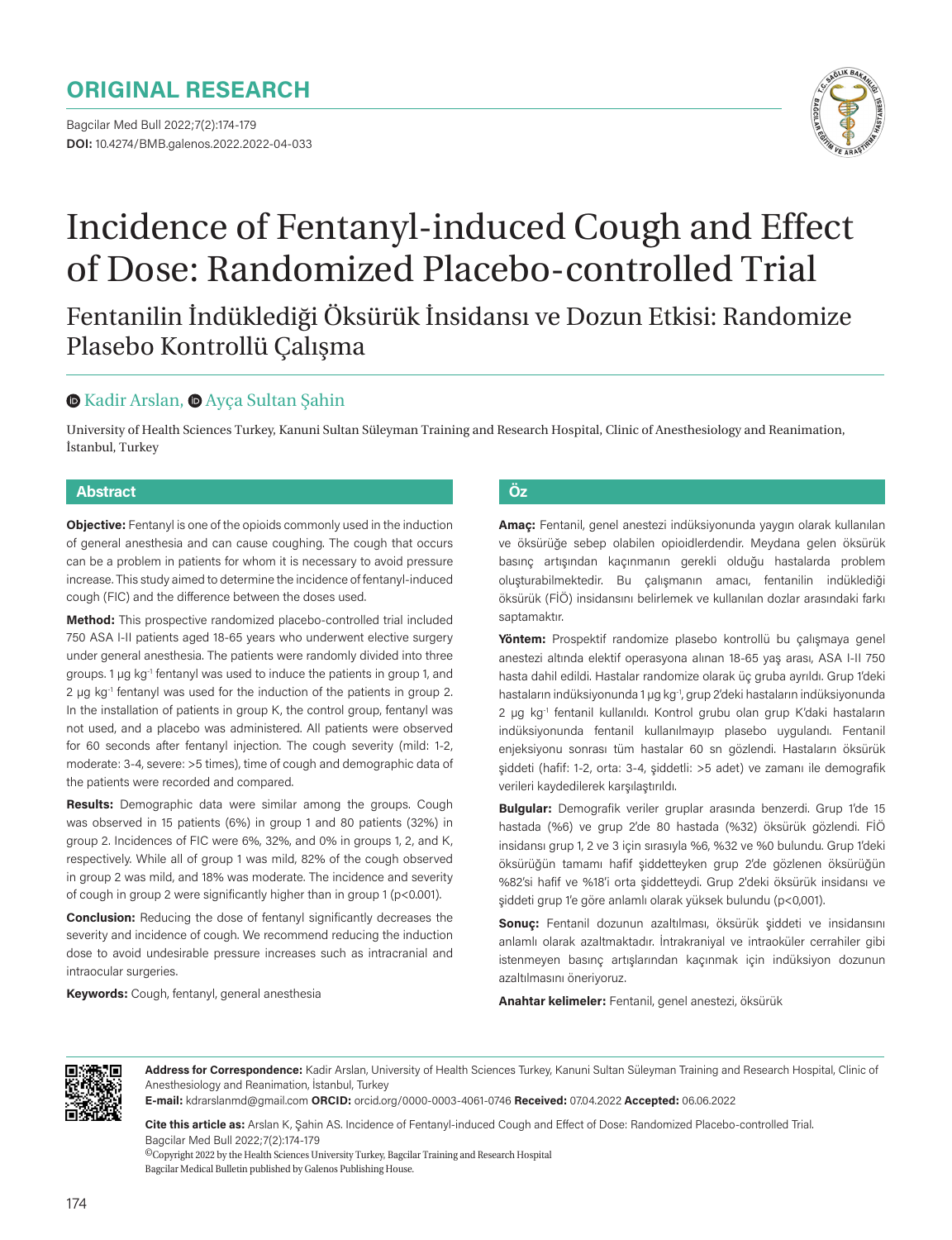# ORIGINAL RESEARCH

Bagcilar Med Bull 2022;7(2):174-179
**DOI:** 10.4274/BMB.galenos.2022.2022-04-033

# Incidence of Fentanyl-induced Cough and Effect of Dose: Randomized Placebo-controlled Trial

## Fentanilin İndüklediği Öksürük İnsidansı ve Dozun Etkisi: Randomize Plasebo Kontrollü Çalışma

Kadir Arslan, Ayça Sultan Şahin

University of Health Sciences Turkey, Kanuni Sultan Süleyman Training and Research Hospital, Clinic of Anesthesiology and Reanimation, İstanbul, Turkey

### Abstract

**Objective:** Fentanyl is one of the opioids commonly used in the induction of general anesthesia and can cause coughing. The cough that occurs can be a problem in patients for whom it is necessary to avoid pressure increase. This study aimed to determine the incidence of fentanyl-induced cough (FIC) and the difference between the doses used.

**Method:** This prospective randomized placebo-controlled trial included 750 ASA I-II patients aged 18-65 years who underwent elective surgery under general anesthesia. The patients were randomly divided into three groups. 1 μg $kg^{-1}$ fentanyl was used to induce the patients in group 1, and 2 μg $kg^{-1}$ fentanyl was used for the induction of the patients in group 2. In the installation of patients in group K, the control group, fentanyl was not used, and a placebo was administered. All patients were observed for 60 seconds after fentanyl injection. The cough severity (mild: 1-2, moderate: 3-4, severe: >5 times), time of cough and demographic data of the patients were recorded and compared.

**Results:** Demographic data were similar among the groups. Cough was observed in 15 patients (6%) in group 1 and 80 patients (32%) in group 2. Incidences of FIC were 6%, 32%, and 0% in groups 1, 2, and K, respectively. While all of group 1 was mild, 82% of the cough observed in group 2 was mild, and 18% was moderate. The incidence and severity of cough in group 2 were significantly higher than in group 1 (p<0.001).

**Conclusion:** Reducing the dose of fentanyl significantly decreases the severity and incidence of cough. We recommend reducing the induction dose to avoid undesirable pressure increases such as intracranial and intraocular surgeries.

**Keywords:** Cough, fentanyl, general anesthesia

### Öz

**Amaç:** Fentanil, genel anestezi indüksiyonunda yaygın olarak kullanılan ve öksürüğe sebep olabilen opioidlerdendir. Meydana gelen öksürük basınç artışından kaçınmanın gerekli olduğu hastalarda problem oluşturabilmektedir. Bu çalışmanın amacı, fentanilin indüklediği öksürük (FİÖ) insidansını belirlemek ve kullanılan dozlar arasındaki farkı saptamaktır.

**Yöntem:** Prospektif randomize plasebo kontrollü bu çalışmaya genel anestezi altında elektif operasyona alınan 18-65 yaş arası, ASA I-II 750 hasta dahil edildi. Hastalar randomize olarak üç gruba ayrıldı. Grup 1'deki hastaların indüksiyonunda 1 μg $kg^{-1}$, grup 2'deki hastaların indüksiyonunda 2 μg $kg^{-1}$ fentanil kullanıldı. Kontrol grubu olan grup K'daki hastaların indüksiyonunda fentanil kullanılmayıp plasebo uygulandı. Fentanil enjeksiyonu sonrası tüm hastalar 60 sn gözlendi. Hastaların öksürük şiddeti (hafif: 1-2, orta: 3-4, şiddetli: >5 adet) ve zamanı ile demografik verileri kaydedilerek karşılaştırıldı.

**Bulgular:** Demografik veriler gruplar arasında benzerdi. Grup 1'de 15 hastada (%6) ve grup 2'de 80 hastada (%32) öksürük gözlendi. FİÖ insidansı grup 1, 2 ve 3 için sırasıyla %6, %32 ve %0 bulundu. Grup 1'deki öksürüğün tamamı hafif şiddetteyken grup 2'de gözlenen öksürüğün %82'si hafif ve %18'i orta şiddetteydi. Grup 2'deki öksürük insidansı ve şiddeti grup 1'e göre anlamlı olarak yüksek bulundu (p<0,001).

**Sonuç:** Fentanil dozunun azaltılması, öksürük şiddeti ve insidansını anlamlı olarak azaltmaktadır. İntrakraniyal ve intraoküler cerrahiler gibi istenmeyen basınç artışlarından kaçınmak için indüksiyon dozunun azaltılmasını öneriyoruz.

**Anahtar kelimeler:** Fentanil, genel anestezi, öksürük

**Address for Correspondence:** Kadir Arslan, University of Health Sciences Turkey, Kanuni Sultan Süleyman Training and Research Hospital, Clinic of Anesthesiology and Reanimation, İstanbul, Turkey
**E-mail:** kdrarslanmd@gmail.com **ORCID:** orcid.org/0000-0003-4061-0746 **Received:** 07.04.2022 **Accepted:** 06.06.2022

**Cite this article as:** Arslan K, Şahin AS. Incidence of Fentanyl-induced Cough and Effect of Dose: Randomized Placebo-controlled Trial. Bagcilar Med Bull 2022;7(2):174-179

©Copyright 2022 by the Health Sciences University Turkey, Bagcilar Training and Research Hospital
Bagcilar Medical Bulletin published by Galenos Publishing House.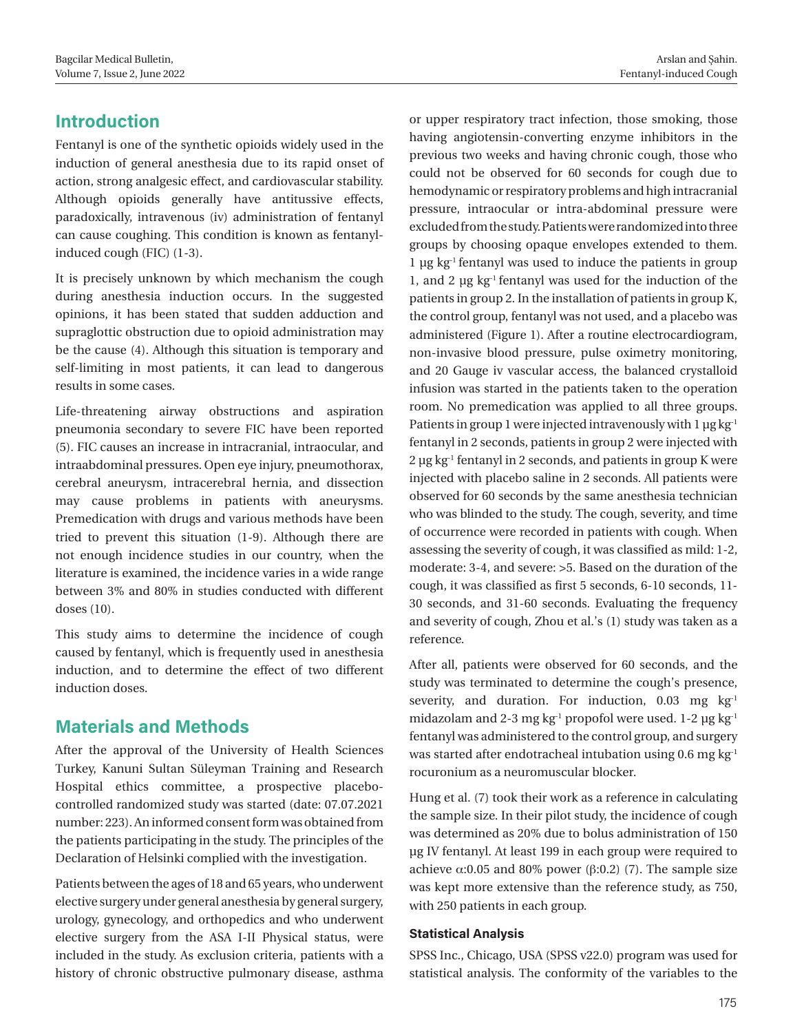## Introduction

Fentanyl is one of the synthetic opioids widely used in the induction of general anesthesia due to its rapid onset of action, strong analgesic effect, and cardiovascular stability. Although opioids generally have antitussive effects, paradoxically, intravenous (iv) administration of fentanyl can cause coughing. This condition is known as fentanyl-induced cough (FIC) (1-3).

It is precisely unknown by which mechanism the cough during anesthesia induction occurs. In the suggested opinions, it has been stated that sudden adduction and supraglottic obstruction due to opioid administration may be the cause (4). Although this situation is temporary and self-limiting in most patients, it can lead to dangerous results in some cases.

Life-threatening airway obstructions and aspiration pneumonia secondary to severe FIC have been reported (5). FIC causes an increase in intracranial, intraocular, and intraabdominal pressures. Open eye injury, pneumothorax, cerebral aneurysm, intracerebral hernia, and dissection may cause problems in patients with aneurysms. Premedication with drugs and various methods have been tried to prevent this situation (1-9). Although there are not enough incidence studies in our country, when the literature is examined, the incidence varies in a wide range between 3% and 80% in studies conducted with different doses (10).

This study aims to determine the incidence of cough caused by fentanyl, which is frequently used in anesthesia induction, and to determine the effect of two different induction doses.

## Materials and Methods

After the approval of the University of Health Sciences Turkey, Kanuni Sultan Süleyman Training and Research Hospital ethics committee, a prospective placebo-controlled randomized study was started (date: 07.07.2021 number: 223). An informed consent form was obtained from the patients participating in the study. The principles of the Declaration of Helsinki complied with the investigation.

Patients between the ages of 18 and 65 years, who underwent elective surgery under general anesthesia by general surgery, urology, gynecology, and orthopedics and who underwent elective surgery from the ASA I-II Physical status, were included in the study. As exclusion criteria, patients with a history of chronic obstructive pulmonary disease, asthma or upper respiratory tract infection, those smoking, those having angiotensin-converting enzyme inhibitors in the previous two weeks and having chronic cough, those who could not be observed for 60 seconds for cough due to hemodynamic or respiratory problems and high intracranial pressure, intraocular or intra-abdominal pressure were excluded from the study. Patients were randomized into three groups by choosing opaque envelopes extended to them. 1 µg $kg^{-1}$ fentanyl was used to induce the patients in group 1, and 2 µg $kg^{-1}$ fentanyl was used for the induction of the patients in group 2. In the installation of patients in group K, the control group, fentanyl was not used, and a placebo was administered (Figure 1). After a routine electrocardiogram, non-invasive blood pressure, pulse oximetry monitoring, and 20 Gauge iv vascular access, the balanced crystalloid infusion was started in the patients taken to the operation room. No premedication was applied to all three groups. Patients in group 1 were injected intravenously with 1 µg $kg^{-1}$ fentanyl in 2 seconds, patients in group 2 were injected with 2 µg $kg^{-1}$ fentanyl in 2 seconds, and patients in group K were injected with placebo saline in 2 seconds. All patients were observed for 60 seconds by the same anesthesia technician who was blinded to the study. The cough, severity, and time of occurrence were recorded in patients with cough. When assessing the severity of cough, it was classified as mild: 1-2, moderate: 3-4, and severe: >5. Based on the duration of the cough, it was classified as first 5 seconds, 6-10 seconds, 11-30 seconds, and 31-60 seconds. Evaluating the frequency and severity of cough, Zhou et al.'s (1) study was taken as a reference.

After all, patients were observed for 60 seconds, and the study was terminated to determine the cough's presence, severity, and duration. For induction, 0.03 mg $kg^{-1}$ midazolam and 2-3 mg $kg^{-1}$ propofol were used. 1-2 µg $kg^{-1}$ fentanyl was administered to the control group, and surgery was started after endotracheal intubation using 0.6 mg $kg^{-1}$ rocuronium as a neuromuscular blocker.

Hung et al. (7) took their work as a reference in calculating the sample size. In their pilot study, the incidence of cough was determined as 20% due to bolus administration of 150 µg IV fentanyl. At least 199 in each group were required to achieve $\alpha$:0.05 and 80% power ($\beta$:0.2) (7). The sample size was kept more extensive than the reference study, as 750, with 250 patients in each group.

### Statistical Analysis

SPSS Inc., Chicago, USA (SPSS v22.0) program was used for statistical analysis. The conformity of the variables to the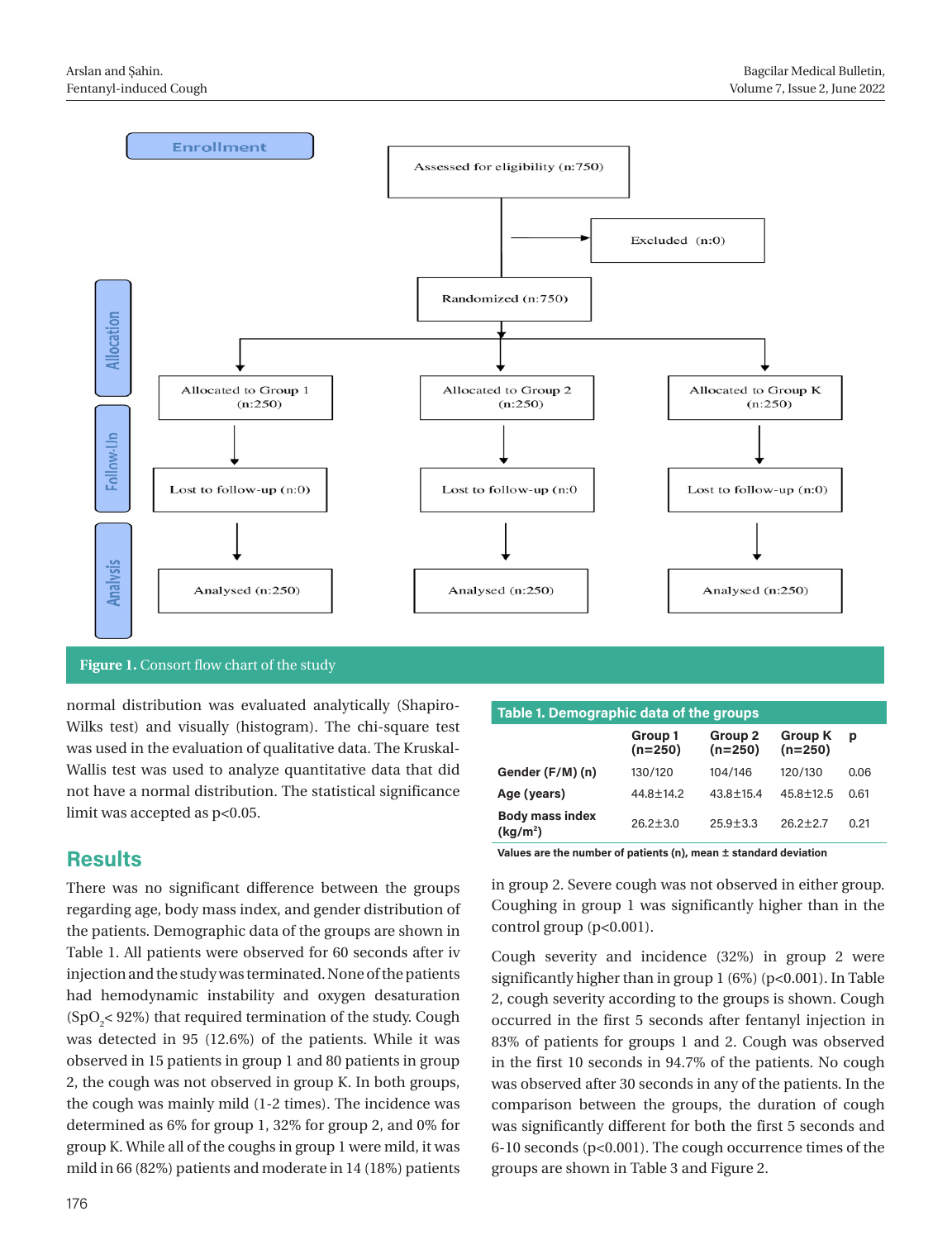Enrollment

Assessed for eligibility (n:750)

Excluded (n:0)

Randomized (n:750)

Allocation

Allocated to Group 1 (n:250)

Allocated to Group 2 (n:250)

Allocated to Group K (n:250)

Follow-Up

Lost to follow-up (n:0)

Lost to follow-up (n:0

Lost to follow-up (n:0)

Analysis

Analysed (n:250)

Analysed (n:250)

Analysed (n:250)

**Figure 1.** Consort flow chart of the study

normal distribution was evaluated analytically (Shapiro-Wilks test) and visually (histogram). The chi-square test was used in the evaluation of qualitative data. The Kruskal-Wallis test was used to analyze quantitative data that did not have a normal distribution. The statistical significance limit was accepted as p<0.05.

## Results

There was no significant difference between the groups regarding age, body mass index, and gender distribution of the patients. Demographic data of the groups are shown in Table 1. All patients were observed for 60 seconds after iv injection and the study was terminated. None of the patients had hemodynamic instability and oxygen desaturation ($SpO_2$< 92%) that required termination of the study. Cough was detected in 95 (12.6%) of the patients. While it was observed in 15 patients in group 1 and 80 patients in group 2, the cough was not observed in group K. In both groups, the cough was mainly mild (1-2 times). The incidence was determined as 6% for group 1, 32% for group 2, and 0% for group K. While all of the coughs in group 1 were mild, it was mild in 66 (82%) patients and moderate in 14 (18%) patients in group 2. Severe cough was not observed in either group. Coughing in group 1 was significantly higher than in the control group (p<0.001).

Cough severity and incidence (32%) in group 2 were significantly higher than in group 1 (6%) (p<0.001). In Table 2, cough severity according to the groups is shown. Cough occurred in the first 5 seconds after fentanyl injection in 83% of patients for groups 1 and 2. Cough was observed in the first 10 seconds in 94.7% of the patients. No cough was observed after 30 seconds in any of the patients. In the comparison between the groups, the duration of cough was significantly different for both the first 5 seconds and 6-10 seconds (p<0.001). The cough occurrence times of the groups are shown in Table 3 and Figure 2.

**Table 1. Demographic data of the groups**

| | Group 1 (n=250) | Group 2 (n=250) | Group K (n=250) | p |
|---|---|---|---|---|
| Gender (F/M) (n) | 130/120 | 104/146 | 120/130 | 0.06 |
| Age (years) | 44.8±14.2 | 43.8±15.4 | 45.8±12.5 | 0.61 |
| Body mass index (kg/m²) | 26.2±3.0 | 25.9±3.3 | 26.2±2.7 | 0.21 |

Values are the number of patients (n), mean ± standard deviation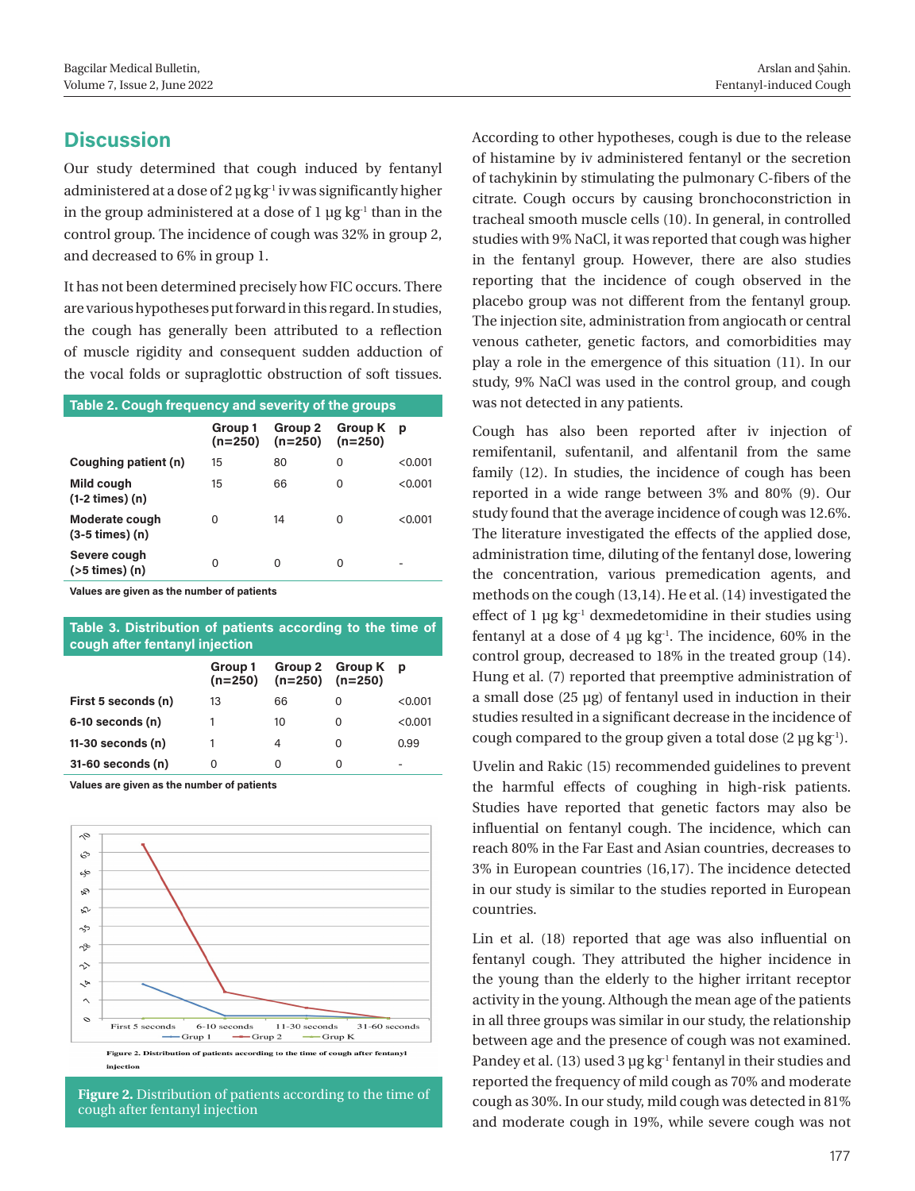## Discussion

Our study determined that cough induced by fentanyl administered at a dose of 2 µg kg$^{-1}$ iv was significantly higher in the group administered at a dose of 1 µg kg$^{-1}$ than in the control group. The incidence of cough was 32% in group 2, and decreased to 6% in group 1.

It has not been determined precisely how FIC occurs. There are various hypotheses put forward in this regard. In studies, the cough has generally been attributed to a reflection of muscle rigidity and consequent sudden adduction of the vocal folds or supraglottic obstruction of soft tissues.

**Table 2. Cough frequency and severity of the groups**

| | Group 1 (n=250) | Group 2 (n=250) | Group K (n=250) | p |
|---|---|---|---|---|
| Coughing patient (n) | 15 | 80 | 0 | <0.001 |
| Mild cough (1-2 times) (n) | 15 | 66 | 0 | <0.001 |
| Moderate cough (3-5 times) (n) | 0 | 14 | 0 | <0.001 |
| Severe cough (>5 times) (n) | 0 | 0 | 0 | - |

Values are given as the number of patients

**Table 3. Distribution of patients according to the time of cough after fentanyl injection**

| | Group 1 (n=250) | Group 2 (n=250) | Group K (n=250) | p |
|---|---|---|---|---|
| First 5 seconds (n) | 13 | 66 | 0 | <0.001 |
| 6-10 seconds (n) | 1 | 10 | 0 | <0.001 |
| 11-30 seconds (n) | 1 | 4 | 0 | 0.99 |
| 31-60 seconds (n) | 0 | 0 | 0 | - |

Values are given as the number of patients

70
63
56
49
42
35
28
21
14
7
0
First 5 seconds
6-10 seconds
11-30 seconds
31-60 seconds
Grup 1
Grup 2
Grup K

Figure 2. Distribution of patients according to the time of cough after fentanyl injection

**Figure 2.** Distribution of patients according to the time of cough after fentanyl injection

According to other hypotheses, cough is due to the release of histamine by iv administered fentanyl or the secretion of tachykinin by stimulating the pulmonary C-fibers of the citrate. Cough occurs by causing bronchoconstriction in tracheal smooth muscle cells (10). In general, in controlled studies with 9% NaCl, it was reported that cough was higher in the fentanyl group. However, there are also studies reporting that the incidence of cough observed in the placebo group was not different from the fentanyl group. The injection site, administration from angiocath or central venous catheter, genetic factors, and comorbidities may play a role in the emergence of this situation (11). In our study, 9% NaCl was used in the control group, and cough was not detected in any patients.

Cough has also been reported after iv injection of remifentanil, sufentanil, and alfentanil from the same family (12). In studies, the incidence of cough has been reported in a wide range between 3% and 80% (9). Our study found that the average incidence of cough was 12.6%. The literature investigated the effects of the applied dose, administration time, diluting of the fentanyl dose, lowering the concentration, various premedication agents, and methods on the cough (13,14). He et al. (14) investigated the effect of 1 µg kg$^{-1}$ dexmedetomidine in their studies using fentanyl at a dose of 4 µg kg$^{-1}$. The incidence, 60% in the control group, decreased to 18% in the treated group (14). Hung et al. (7) reported that preemptive administration of a small dose (25 µg) of fentanyl used in induction in their studies resulted in a significant decrease in the incidence of cough compared to the group given a total dose (2 µg kg$^{-1}$).

Uvelin and Rakic (15) recommended guidelines to prevent the harmful effects of coughing in high-risk patients. Studies have reported that genetic factors may also be influential on fentanyl cough. The incidence, which can reach 80% in the Far East and Asian countries, decreases to 3% in European countries (16,17). The incidence detected in our study is similar to the studies reported in European countries.

Lin et al. (18) reported that age was also influential on fentanyl cough. They attributed the higher incidence in the young than the elderly to the higher irritant receptor activity in the young. Although the mean age of the patients in all three groups was similar in our study, the relationship between age and the presence of cough was not examined. Pandey et al. (13) used 3 µg kg$^{-1}$ fentanyl in their studies and reported the frequency of mild cough as 70% and moderate cough as 30%. In our study, mild cough was detected in 81% and moderate cough in 19%, while severe cough was not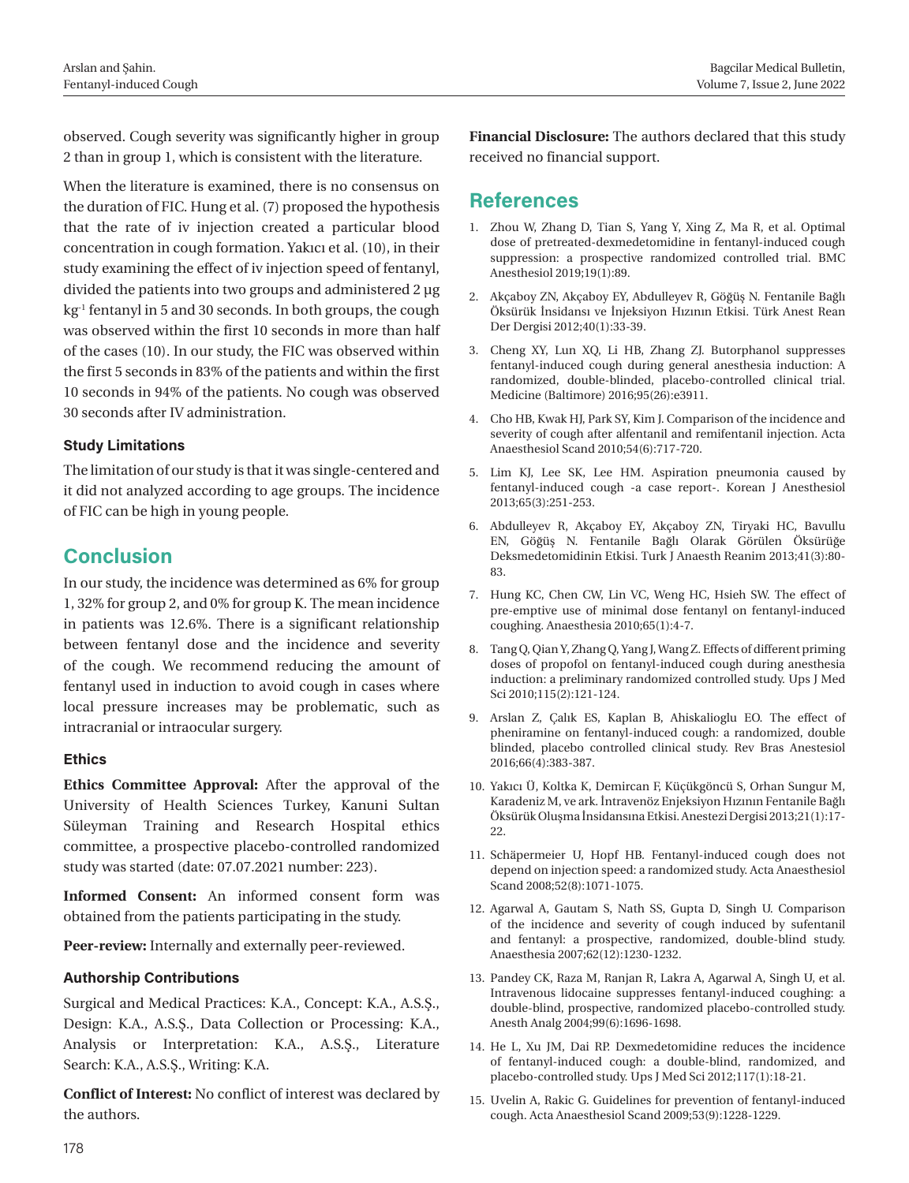observed. Cough severity was significantly higher in group 2 than in group 1, which is consistent with the literature.

When the literature is examined, there is no consensus on the duration of FIC. Hung et al. (7) proposed the hypothesis that the rate of iv injection created a particular blood concentration in cough formation. Yakıcı et al. (10), in their study examining the effect of iv injection speed of fentanyl, divided the patients into two groups and administered 2 µg $kg^{-1}$ fentanyl in 5 and 30 seconds. In both groups, the cough was observed within the first 10 seconds in more than half of the cases (10). In our study, the FIC was observed within the first 5 seconds in 83% of the patients and within the first 10 seconds in 94% of the patients. No cough was observed 30 seconds after IV administration.

### Study Limitations

The limitation of our study is that it was single-centered and it did not analyzed according to age groups. The incidence of FIC can be high in young people.

## Conclusion

In our study, the incidence was determined as 6% for group 1, 32% for group 2, and 0% for group K. The mean incidence in patients was 12.6%. There is a significant relationship between fentanyl dose and the incidence and severity of the cough. We recommend reducing the amount of fentanyl used in induction to avoid cough in cases where local pressure increases may be problematic, such as intracranial or intraocular surgery.

### Ethics

**Ethics Committee Approval:** After the approval of the University of Health Sciences Turkey, Kanuni Sultan Süleyman Training and Research Hospital ethics committee, a prospective placebo-controlled randomized study was started (date: 07.07.2021 number: 223).

**Informed Consent:** An informed consent form was obtained from the patients participating in the study.

**Peer-review:** Internally and externally peer-reviewed.

### Authorship Contributions

Surgical and Medical Practices: K.A., Concept: K.A., A.S.Ş., Design: K.A., A.S.Ş., Data Collection or Processing: K.A., Analysis or Interpretation: K.A., A.S.Ş., Literature Search: K.A., A.S.Ş., Writing: K.A.

**Conflict of Interest:** No conflict of interest was declared by the authors.

**Financial Disclosure:** The authors declared that this study received no financial support.

## References

1. Zhou W, Zhang D, Tian S, Yang Y, Xing Z, Ma R, et al. Optimal dose of pretreated-dexmedetomidine in fentanyl-induced cough suppression: a prospective randomized controlled trial. BMC Anesthesiol 2019;19(1):89.
2. Akçaboy ZN, Akçaboy EY, Abdulleyev R, Göğüş N. Fentanile Bağlı Öksürük İnsidansı ve İnjeksiyon Hızının Etkisi. Türk Anest Rean Der Dergisi 2012;40(1):33-39.
3. Cheng XY, Lun XQ, Li HB, Zhang ZJ. Butorphanol suppresses fentanyl-induced cough during general anesthesia induction: A randomized, double-blinded, placebo-controlled clinical trial. Medicine (Baltimore) 2016;95(26):e3911.
4. Cho HB, Kwak HJ, Park SY, Kim J. Comparison of the incidence and severity of cough after alfentanil and remifentanil injection. Acta Anaesthesiol Scand 2010;54(6):717-720.
5. Lim KJ, Lee SK, Lee HM. Aspiration pneumonia caused by fentanyl-induced cough -a case report-. Korean J Anesthesiol 2013;65(3):251-253.
6. Abdulleyev R, Akçaboy EY, Akçaboy ZN, Tiryaki HC, Bavullu EN, Göğüş N. Fentanile Bağlı Olarak Görülen Öksürüğe Deksmedetomidinin Etkisi. Turk J Anaesth Reanim 2013;41(3):80-83.
7. Hung KC, Chen CW, Lin VC, Weng HC, Hsieh SW. The effect of pre-emptive use of minimal dose fentanyl on fentanyl-induced coughing. Anaesthesia 2010;65(1):4-7.
8. Tang Q, Qian Y, Zhang Q, Yang J, Wang Z. Effects of different priming doses of propofol on fentanyl-induced cough during anesthesia induction: a preliminary randomized controlled study. Ups J Med Sci 2010;115(2):121-124.
9. Arslan Z, Çalık ES, Kaplan B, Ahiskalioglu EO. The effect of pheniramine on fentanyl-induced cough: a randomized, double blinded, placebo controlled clinical study. Rev Bras Anestesiol 2016;66(4):383-387.
10. Yakıcı Ü, Koltka K, Demircan F, Küçükgöncü S, Orhan Sungur M, Karadeniz M, ve ark. İntravenöz Enjeksiyon Hızının Fentanile Bağlı Öksürük Oluşma İnsidansına Etkisi. Anestezi Dergisi 2013;21(1):17-22.
11. Schäpermeier U, Hopf HB. Fentanyl-induced cough does not depend on injection speed: a randomized study. Acta Anaesthesiol Scand 2008;52(8):1071-1075.
12. Agarwal A, Gautam S, Nath SS, Gupta D, Singh U. Comparison of the incidence and severity of cough induced by sufentanil and fentanyl: a prospective, randomized, double-blind study. Anaesthesia 2007;62(12):1230-1232.
13. Pandey CK, Raza M, Ranjan R, Lakra A, Agarwal A, Singh U, et al. Intravenous lidocaine suppresses fentanyl-induced coughing: a double-blind, prospective, randomized placebo-controlled study. Anesth Analg 2004;99(6):1696-1698.
14. He L, Xu JM, Dai RP. Dexmedetomidine reduces the incidence of fentanyl-induced cough: a double-blind, randomized, and placebo-controlled study. Ups J Med Sci 2012;117(1):18-21.
15. Uvelin A, Rakic G. Guidelines for prevention of fentanyl-induced cough. Acta Anaesthesiol Scand 2009;53(9):1228-1229.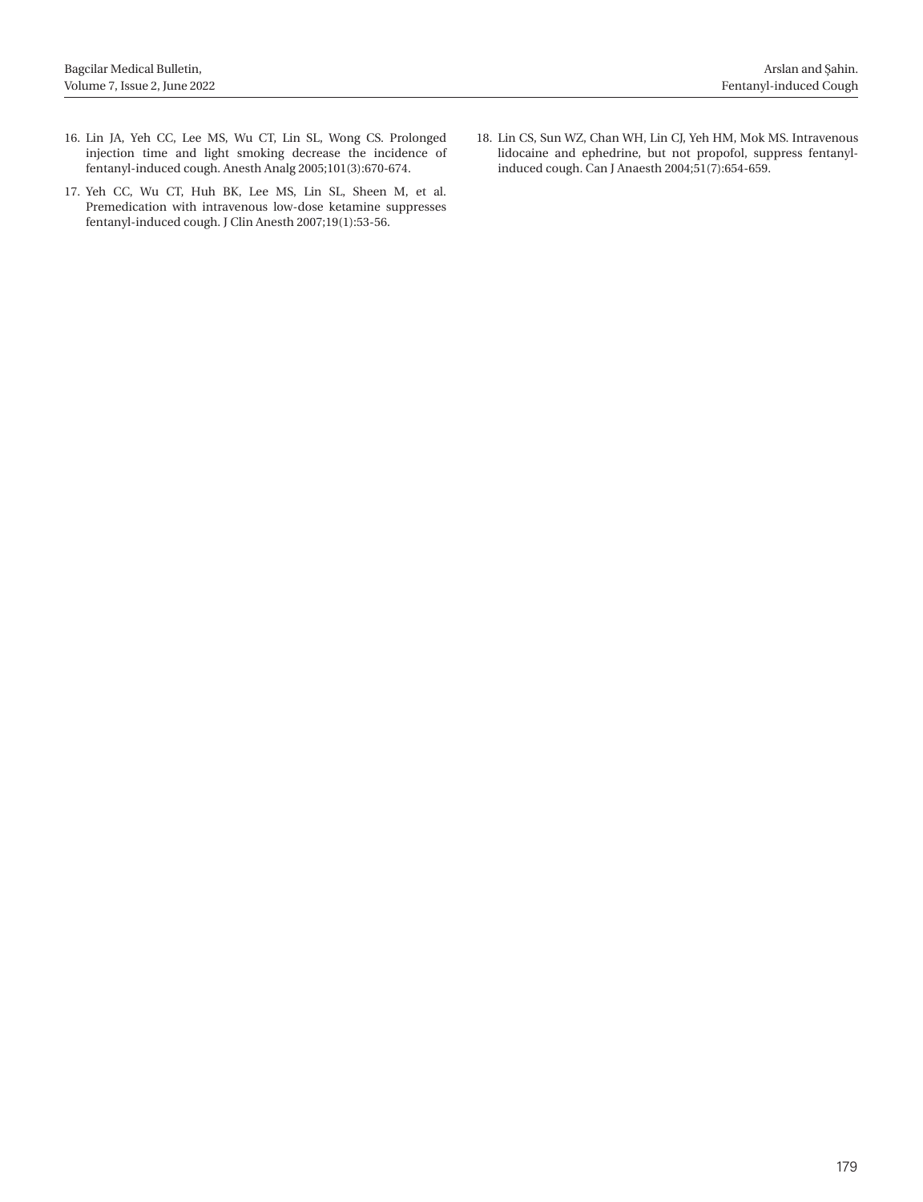16. Lin JA, Yeh CC, Lee MS, Wu CT, Lin SL, Wong CS. Prolonged injection time and light smoking decrease the incidence of fentanyl-induced cough. Anesth Analg 2005;101(3):670-674.

17. Yeh CC, Wu CT, Huh BK, Lee MS, Lin SL, Sheen M, et al. Premedication with intravenous low-dose ketamine suppresses fentanyl-induced cough. J Clin Anesth 2007;19(1):53-56.

18. Lin CS, Sun WZ, Chan WH, Lin CJ, Yeh HM, Mok MS. Intravenous lidocaine and ephedrine, but not propofol, suppress fentanyl-induced cough. Can J Anaesth 2004;51(7):654-659.